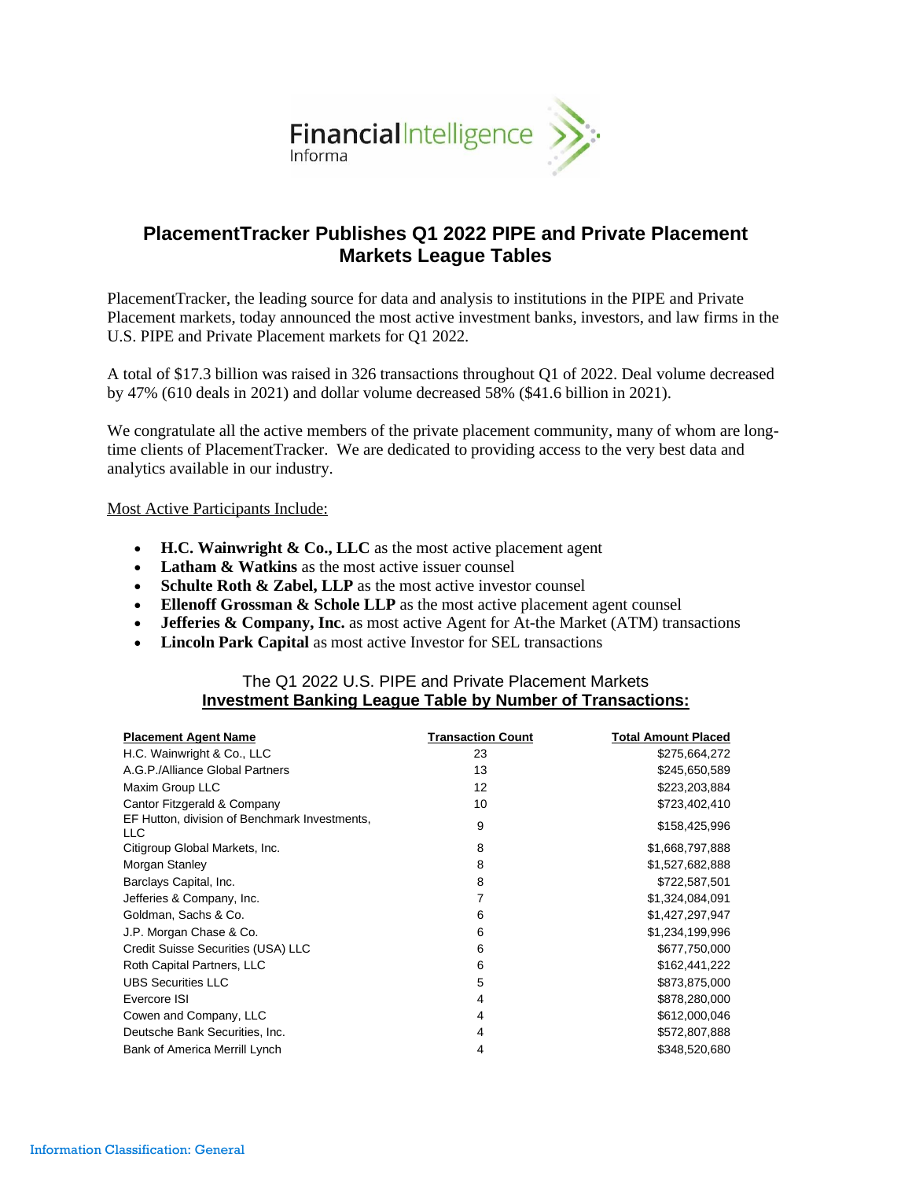# PlacementTracker Publishes Q1 2022 PIPE and Private Placement Markets League Tables

PlacementTracker, the leading source for data and analysis to institutions in the PIPE and Private Placement markets, today announced the most active investment banks, investors, and law firms in the U.S. PIPE and Private Placement markets for Q1 2022.

A total of $17.3 billion was raised in 326 transactions throughout Q1 of 2022. Deal volume decreased by 47% (610 deals in 2021) and dollar volume decreased 58% ($41.6 billion in 2021).

We congratulate all the active members of the private placement community, many of whom are long-time clients of PlacementTracker. We are dedicated to providing access to the very best data and analytics available in our industry.

Most Active Participants Include:

- **H.C. Wainwright & Co., LLC** as the most active placement agent
- **Latham & Watkins** as the most active issuer counsel
- **Schulte Roth & Zabel, LLP** as the most active investor counsel
- **Ellenoff Grossman & Schole LLP** as the most active placement agent counsel
- **Jefferies & Company, Inc.** as most active Agent for At-the Market (ATM) transactions
- **Lincoln Park Capital** as most active Investor for SEL transactions

### The Q1 2022 U.S. PIPE and Private Placement Markets
### Investment Banking League Table by Number of Transactions:

| Placement Agent Name | Transaction Count | Total Amount Placed |
|---|---|---|
| H.C. Wainwright & Co., LLC | 23 | $275,664,272 |
| A.G.P./Alliance Global Partners | 13 | $245,650,589 |
| Maxim Group LLC | 12 | $223,203,884 |
| Cantor Fitzgerald & Company | 10 | $723,402,410 |
| EF Hutton, division of Benchmark Investments, LLC | 9 | $158,425,996 |
| Citigroup Global Markets, Inc. | 8 | $1,668,797,888 |
| Morgan Stanley | 8 | $1,527,682,888 |
| Barclays Capital, Inc. | 8 | $722,587,501 |
| Jefferies & Company, Inc. | 7 | $1,324,084,091 |
| Goldman, Sachs & Co. | 6 | $1,427,297,947 |
| J.P. Morgan Chase & Co. | 6 | $1,234,199,996 |
| Credit Suisse Securities (USA) LLC | 6 | $677,750,000 |
| Roth Capital Partners, LLC | 6 | $162,441,222 |
| UBS Securities LLC | 5 | $873,875,000 |
| Evercore ISI | 4 | $878,280,000 |
| Cowen and Company, LLC | 4 | $612,000,046 |
| Deutsche Bank Securities, Inc. | 4 | $572,807,888 |
| Bank of America Merrill Lynch | 4 | $348,520,680 |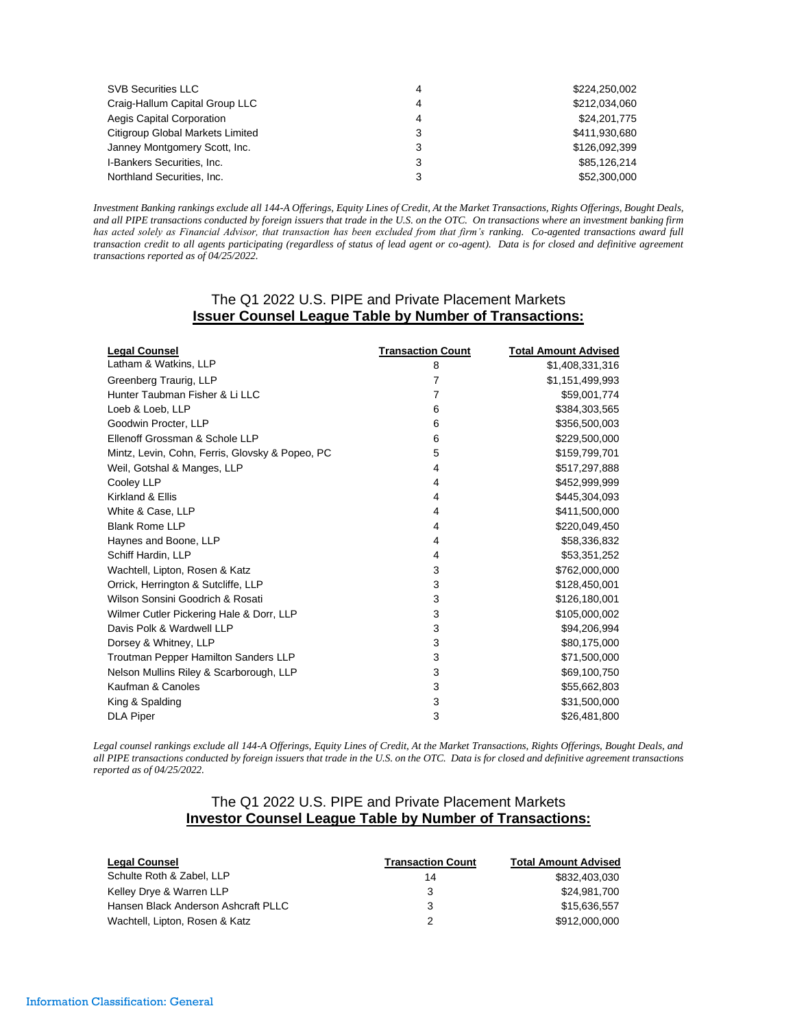| | | |
|---|---|---|
| SVB Securities LLC | 4 | $224,250,002 |
| Craig-Hallum Capital Group LLC | 4 | $212,034,060 |
| Aegis Capital Corporation | 4 | $24,201,775 |
| Citigroup Global Markets Limited | 3 | $411,930,680 |
| Janney Montgomery Scott, Inc. | 3 | $126,092,399 |
| I-Bankers Securities, Inc. | 3 | $85,126,214 |
| Northland Securities, Inc. | 3 | $52,300,000 |

*Investment Banking rankings exclude all 144-A Offerings, Equity Lines of Credit, At the Market Transactions, Rights Offerings, Bought Deals, and all PIPE transactions conducted by foreign issuers that trade in the U.S. on the OTC. On transactions where an investment banking firm has acted solely as Financial Advisor, that transaction has been excluded from that firm's ranking. Co-agented transactions award full transaction credit to all agents participating (regardless of status of lead agent or co-agent). Data is for closed and definitive agreement transactions reported as of 04/25/2022.*

## The Q1 2022 U.S. PIPE and Private Placement Markets
## **Issuer Counsel League Table by Number of Transactions:**

| Legal Counsel | Transaction Count | Total Amount Advised |
|---|---|---|
| Latham & Watkins, LLP | 8 | $1,408,331,316 |
| Greenberg Traurig, LLP | 7 | $1,151,499,993 |
| Hunter Taubman Fisher & Li LLC | 7 | $59,001,774 |
| Loeb & Loeb, LLP | 6 | $384,303,565 |
| Goodwin Procter, LLP | 6 | $356,500,003 |
| Ellenoff Grossman & Schole LLP | 6 | $229,500,000 |
| Mintz, Levin, Cohn, Ferris, Glovsky & Popeo, PC | 5 | $159,799,701 |
| Weil, Gotshal & Manges, LLP | 4 | $517,297,888 |
| Cooley LLP | 4 | $452,999,999 |
| Kirkland & Ellis | 4 | $445,304,093 |
| White & Case, LLP | 4 | $411,500,000 |
| Blank Rome LLP | 4 | $220,049,450 |
| Haynes and Boone, LLP | 4 | $58,336,832 |
| Schiff Hardin, LLP | 4 | $53,351,252 |
| Wachtell, Lipton, Rosen & Katz | 3 | $762,000,000 |
| Orrick, Herrington & Sutcliffe, LLP | 3 | $128,450,001 |
| Wilson Sonsini Goodrich & Rosati | 3 | $126,180,001 |
| Wilmer Cutler Pickering Hale & Dorr, LLP | 3 | $105,000,002 |
| Davis Polk & Wardwell LLP | 3 | $94,206,994 |
| Dorsey & Whitney, LLP | 3 | $80,175,000 |
| Troutman Pepper Hamilton Sanders LLP | 3 | $71,500,000 |
| Nelson Mullins Riley & Scarborough, LLP | 3 | $69,100,750 |
| Kaufman & Canoles | 3 | $55,662,803 |
| King & Spalding | 3 | $31,500,000 |
| DLA Piper | 3 | $26,481,800 |

*Legal counsel rankings exclude all 144-A Offerings, Equity Lines of Credit, At the Market Transactions, Rights Offerings, Bought Deals, and all PIPE transactions conducted by foreign issuers that trade in the U.S. on the OTC. Data is for closed and definitive agreement transactions reported as of 04/25/2022.*

## The Q1 2022 U.S. PIPE and Private Placement Markets
## **Investor Counsel League Table by Number of Transactions:**

| Legal Counsel | Transaction Count | Total Amount Advised |
|---|---|---|
| Schulte Roth & Zabel, LLP | 14 | $832,403,030 |
| Kelley Drye & Warren LLP | 3 | $24,981,700 |
| Hansen Black Anderson Ashcraft PLLC | 3 | $15,636,557 |
| Wachtell, Lipton, Rosen & Katz | 2 | $912,000,000 |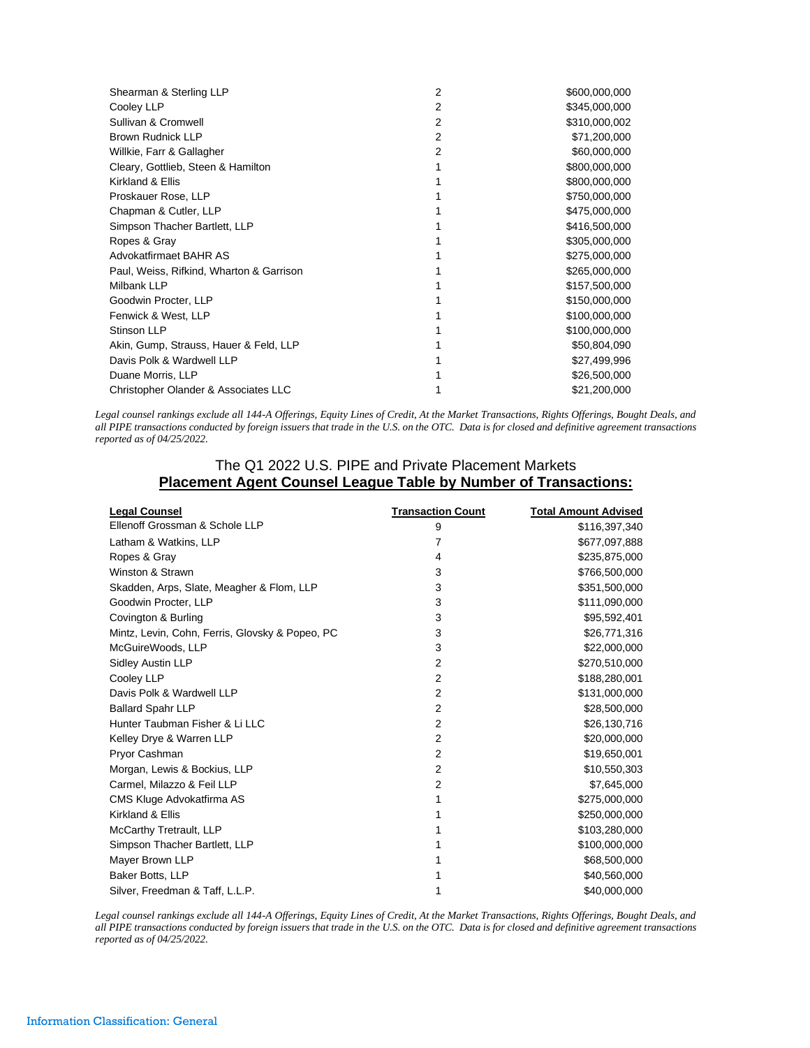| | | |
|---|---|---|
| Shearman & Sterling LLP | 2 | $600,000,000 |
| Cooley LLP | 2 | $345,000,000 |
| Sullivan & Cromwell | 2 | $310,000,002 |
| Brown Rudnick LLP | 2 | $71,200,000 |
| Willkie, Farr & Gallagher | 2 | $60,000,000 |
| Cleary, Gottlieb, Steen & Hamilton | 1 | $800,000,000 |
| Kirkland & Ellis | 1 | $800,000,000 |
| Proskauer Rose, LLP | 1 | $750,000,000 |
| Chapman & Cutler, LLP | 1 | $475,000,000 |
| Simpson Thacher Bartlett, LLP | 1 | $416,500,000 |
| Ropes & Gray | 1 | $305,000,000 |
| Advokatfirmaet BAHR AS | 1 | $275,000,000 |
| Paul, Weiss, Rifkind, Wharton & Garrison | 1 | $265,000,000 |
| Milbank LLP | 1 | $157,500,000 |
| Goodwin Procter, LLP | 1 | $150,000,000 |
| Fenwick & West, LLP | 1 | $100,000,000 |
| Stinson LLP | 1 | $100,000,000 |
| Akin, Gump, Strauss, Hauer & Feld, LLP | 1 | $50,804,090 |
| Davis Polk & Wardwell LLP | 1 | $27,499,996 |
| Duane Morris, LLP | 1 | $26,500,000 |
| Christopher Olander & Associates LLC | 1 | $21,200,000 |

*Legal counsel rankings exclude all 144-A Offerings, Equity Lines of Credit, At the Market Transactions, Rights Offerings, Bought Deals, and all PIPE transactions conducted by foreign issuers that trade in the U.S. on the OTC. Data is for closed and definitive agreement transactions reported as of 04/25/2022.*

## The Q1 2022 U.S. PIPE and Private Placement Markets
## **Placement Agent Counsel League Table by Number of Transactions:**

| Legal Counsel | Transaction Count | Total Amount Advised |
|---|---|---|
| Ellenoff Grossman & Schole LLP | 9 | $116,397,340 |
| Latham & Watkins, LLP | 7 | $677,097,888 |
| Ropes & Gray | 4 | $235,875,000 |
| Winston & Strawn | 3 | $766,500,000 |
| Skadden, Arps, Slate, Meagher & Flom, LLP | 3 | $351,500,000 |
| Goodwin Procter, LLP | 3 | $111,090,000 |
| Covington & Burling | 3 | $95,592,401 |
| Mintz, Levin, Cohn, Ferris, Glovsky & Popeo, PC | 3 | $26,771,316 |
| McGuireWoods, LLP | 3 | $22,000,000 |
| Sidley Austin LLP | 2 | $270,510,000 |
| Cooley LLP | 2 | $188,280,001 |
| Davis Polk & Wardwell LLP | 2 | $131,000,000 |
| Ballard Spahr LLP | 2 | $28,500,000 |
| Hunter Taubman Fisher & Li LLC | 2 | $26,130,716 |
| Kelley Drye & Warren LLP | 2 | $20,000,000 |
| Pryor Cashman | 2 | $19,650,001 |
| Morgan, Lewis & Bockius, LLP | 2 | $10,550,303 |
| Carmel, Milazzo & Feil LLP | 2 | $7,645,000 |
| CMS Kluge Advokatfirma AS | 1 | $275,000,000 |
| Kirkland & Ellis | 1 | $250,000,000 |
| McCarthy Tretrault, LLP | 1 | $103,280,000 |
| Simpson Thacher Bartlett, LLP | 1 | $100,000,000 |
| Mayer Brown LLP | 1 | $68,500,000 |
| Baker Botts, LLP | 1 | $40,560,000 |
| Silver, Freedman & Taff, L.L.P. | 1 | $40,000,000 |

*Legal counsel rankings exclude all 144-A Offerings, Equity Lines of Credit, At the Market Transactions, Rights Offerings, Bought Deals, and all PIPE transactions conducted by foreign issuers that trade in the U.S. on the OTC. Data is for closed and definitive agreement transactions reported as of 04/25/2022.*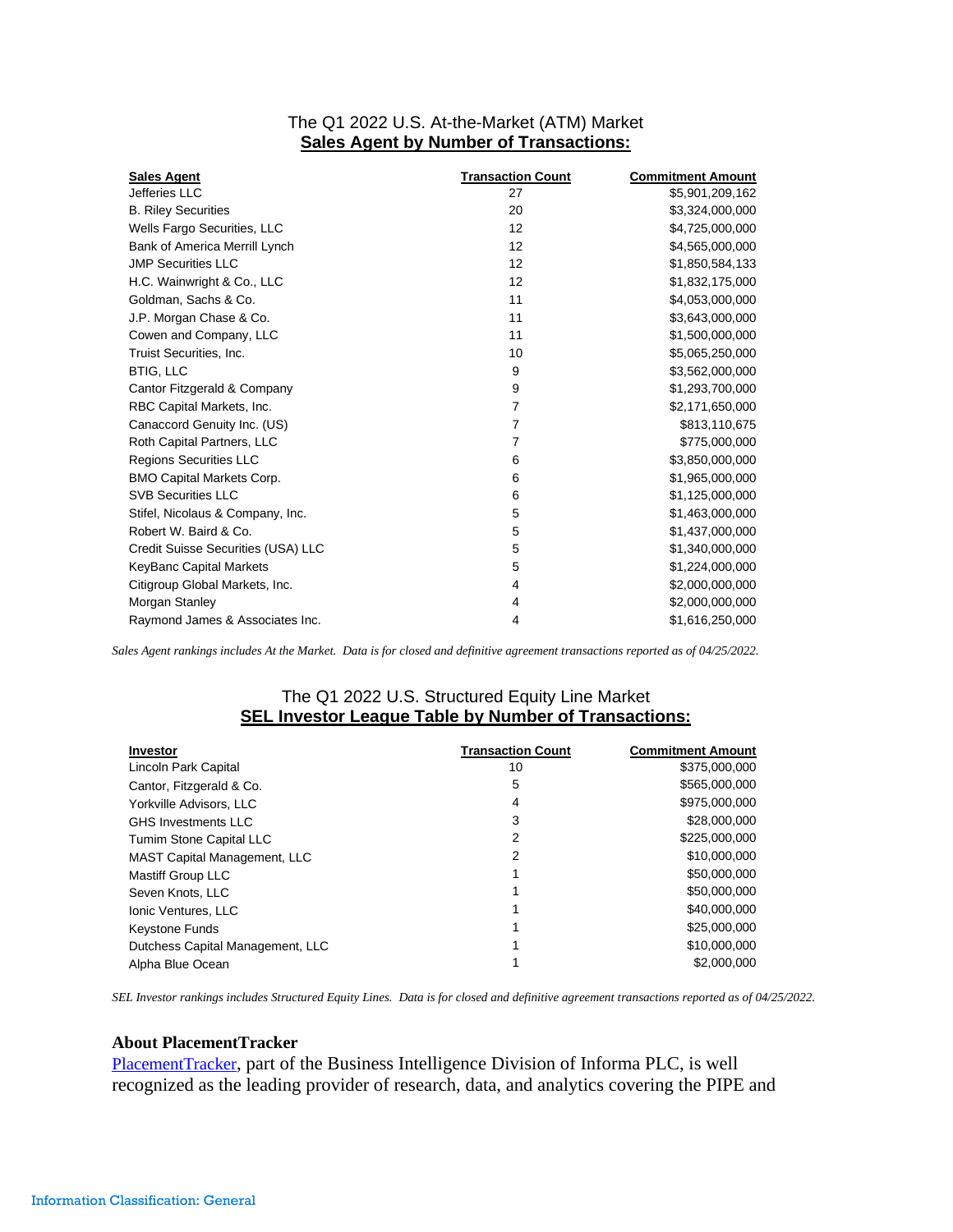The Q1 2022 U.S. At-the-Market (ATM) Market

**Sales Agent by Number of Transactions:**

| Sales Agent | Transaction Count | Commitment Amount |
|---|---|---|
| Jefferies LLC | 27 | $5,901,209,162 |
| B. Riley Securities | 20 | $3,324,000,000 |
| Wells Fargo Securities, LLC | 12 | $4,725,000,000 |
| Bank of America Merrill Lynch | 12 | $4,565,000,000 |
| JMP Securities LLC | 12 | $1,850,584,133 |
| H.C. Wainwright & Co., LLC | 12 | $1,832,175,000 |
| Goldman, Sachs & Co. | 11 | $4,053,000,000 |
| J.P. Morgan Chase & Co. | 11 | $3,643,000,000 |
| Cowen and Company, LLC | 11 | $1,500,000,000 |
| Truist Securities, Inc. | 10 | $5,065,250,000 |
| BTIG, LLC | 9 | $3,562,000,000 |
| Cantor Fitzgerald & Company | 9 | $1,293,700,000 |
| RBC Capital Markets, Inc. | 7 | $2,171,650,000 |
| Canaccord Genuity Inc. (US) | 7 | $813,110,675 |
| Roth Capital Partners, LLC | 7 | $775,000,000 |
| Regions Securities LLC | 6 | $3,850,000,000 |
| BMO Capital Markets Corp. | 6 | $1,965,000,000 |
| SVB Securities LLC | 6 | $1,125,000,000 |
| Stifel, Nicolaus & Company, Inc. | 5 | $1,463,000,000 |
| Robert W. Baird & Co. | 5 | $1,437,000,000 |
| Credit Suisse Securities (USA) LLC | 5 | $1,340,000,000 |
| KeyBanc Capital Markets | 5 | $1,224,000,000 |
| Citigroup Global Markets, Inc. | 4 | $2,000,000,000 |
| Morgan Stanley | 4 | $2,000,000,000 |
| Raymond James & Associates Inc. | 4 | $1,616,250,000 |

*Sales Agent rankings includes At the Market. Data is for closed and definitive agreement transactions reported as of 04/25/2022.*

The Q1 2022 U.S. Structured Equity Line Market

**SEL Investor League Table by Number of Transactions:**

| Investor | Transaction Count | Commitment Amount |
|---|---|---|
| Lincoln Park Capital | 10 | $375,000,000 |
| Cantor, Fitzgerald & Co. | 5 | $565,000,000 |
| Yorkville Advisors, LLC | 4 | $975,000,000 |
| GHS Investments LLC | 3 | $28,000,000 |
| Tumim Stone Capital LLC | 2 | $225,000,000 |
| MAST Capital Management, LLC | 2 | $10,000,000 |
| Mastiff Group LLC | 1 | $50,000,000 |
| Seven Knots, LLC | 1 | $50,000,000 |
| Ionic Ventures, LLC | 1 | $40,000,000 |
| Keystone Funds | 1 | $25,000,000 |
| Dutchess Capital Management, LLC | 1 | $10,000,000 |
| Alpha Blue Ocean | 1 | $2,000,000 |

*SEL Investor rankings includes Structured Equity Lines. Data is for closed and definitive agreement transactions reported as of 04/25/2022.*

**About PlacementTracker**

PlacementTracker, part of the Business Intelligence Division of Informa PLC, is well recognized as the leading provider of research, data, and analytics covering the PIPE and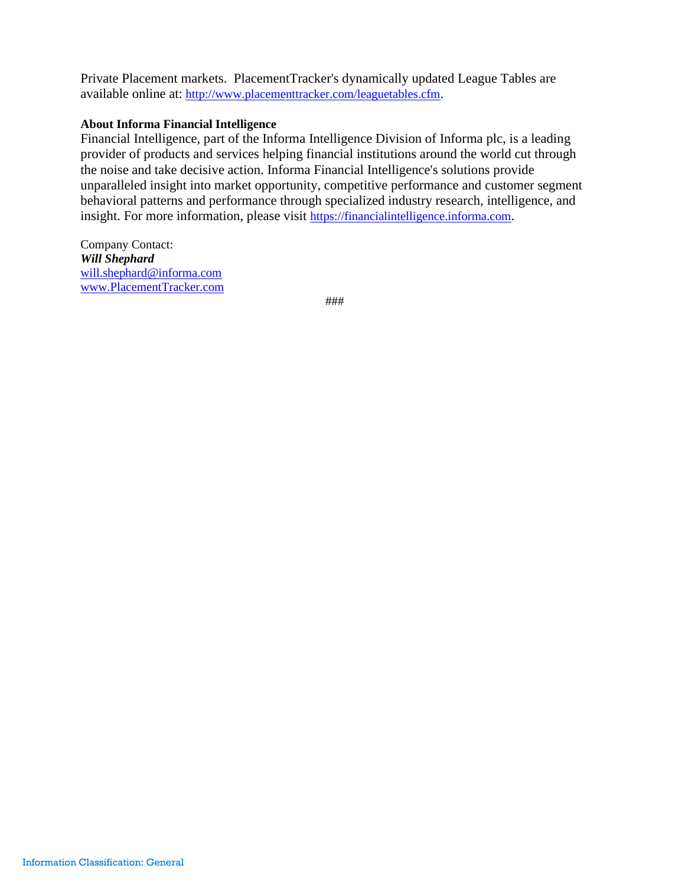Private Placement markets. PlacementTracker's dynamically updated League Tables are available online at: http://www.placementtracker.com/leaguetables.cfm.

**About Informa Financial Intelligence**

Financial Intelligence, part of the Informa Intelligence Division of Informa plc, is a leading provider of products and services helping financial institutions around the world cut through the noise and take decisive action. Informa Financial Intelligence's solutions provide unparalleled insight into market opportunity, competitive performance and customer segment behavioral patterns and performance through specialized industry research, intelligence, and insight. For more information, please visit https://financialintelligence.informa.com.

Company Contact:
***Will Shephard***
will.shephard@informa.com
www.PlacementTracker.com

###

Information Classification: General